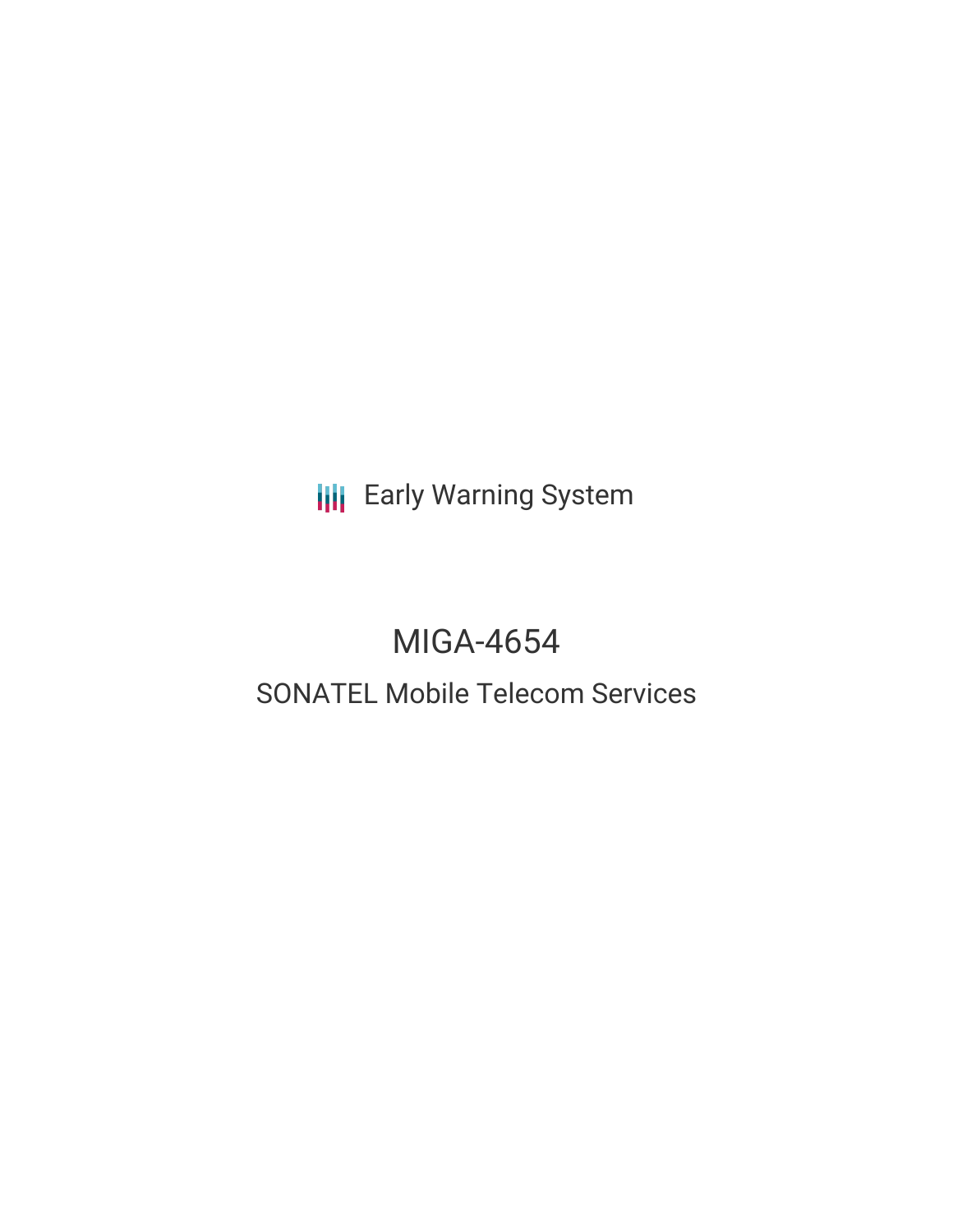Early Warning System

# MIGA-4654

## SONATEL Mobile Telecom Services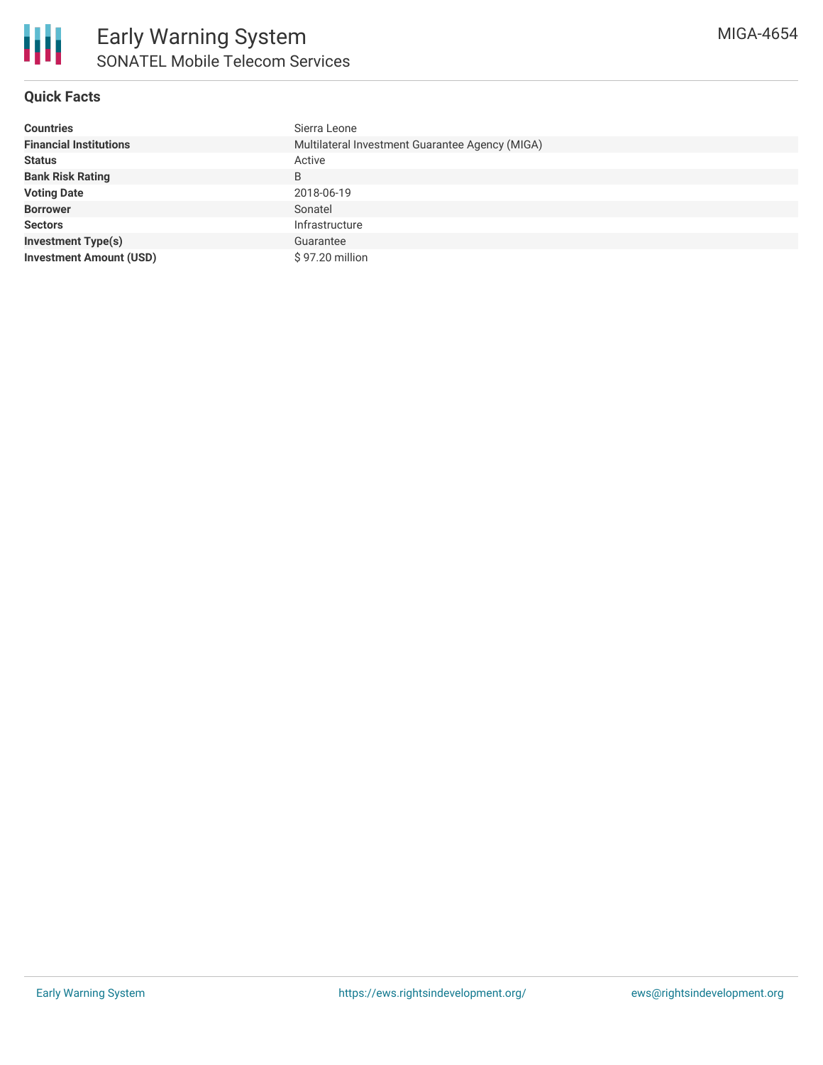# Early Warning System

## SONATEL Mobile Telecom Services

MIGA-4654

### Quick Facts

| | |
|---|---|
| **Countries** | Sierra Leone |
| **Financial Institutions** | Multilateral Investment Guarantee Agency (MIGA) |
| **Status** | Active |
| **Bank Risk Rating** | B |
| **Voting Date** | 2018-06-19 |
| **Borrower** | Sonatel |
| **Sectors** | Infrastructure |
| **Investment Type(s)** | Guarantee |
| **Investment Amount (USD)** | $ 97.20 million |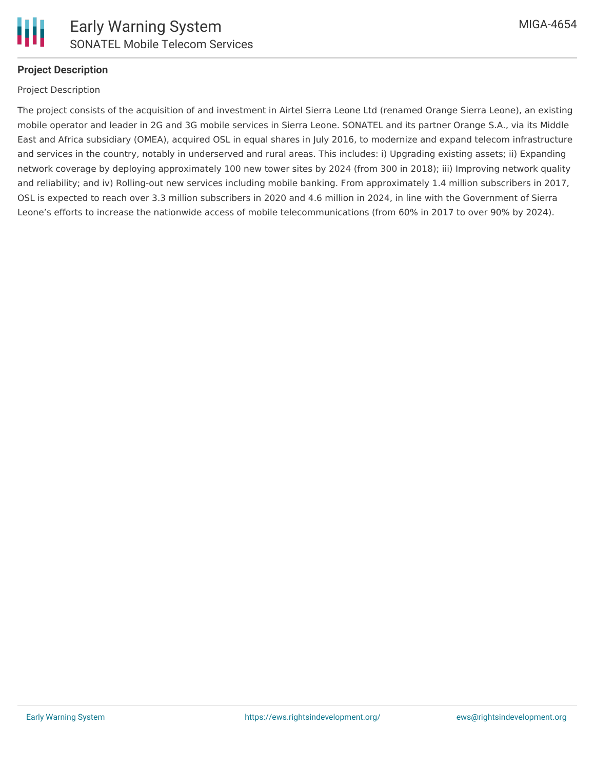**Project Description**

Project Description

The project consists of the acquisition of and investment in Airtel Sierra Leone Ltd (renamed Orange Sierra Leone), an existing mobile operator and leader in 2G and 3G mobile services in Sierra Leone. SONATEL and its partner Orange S.A., via its Middle East and Africa subsidiary (OMEA), acquired OSL in equal shares in July 2016, to modernize and expand telecom infrastructure and services in the country, notably in underserved and rural areas. This includes: i) Upgrading existing assets; ii) Expanding network coverage by deploying approximately 100 new tower sites by 2024 (from 300 in 2018); iii) Improving network quality and reliability; and iv) Rolling-out new services including mobile banking. From approximately 1.4 million subscribers in 2017, OSL is expected to reach over 3.3 million subscribers in 2020 and 4.6 million in 2024, in line with the Government of Sierra Leone's efforts to increase the nationwide access of mobile telecommunications (from 60% in 2017 to over 90% by 2024).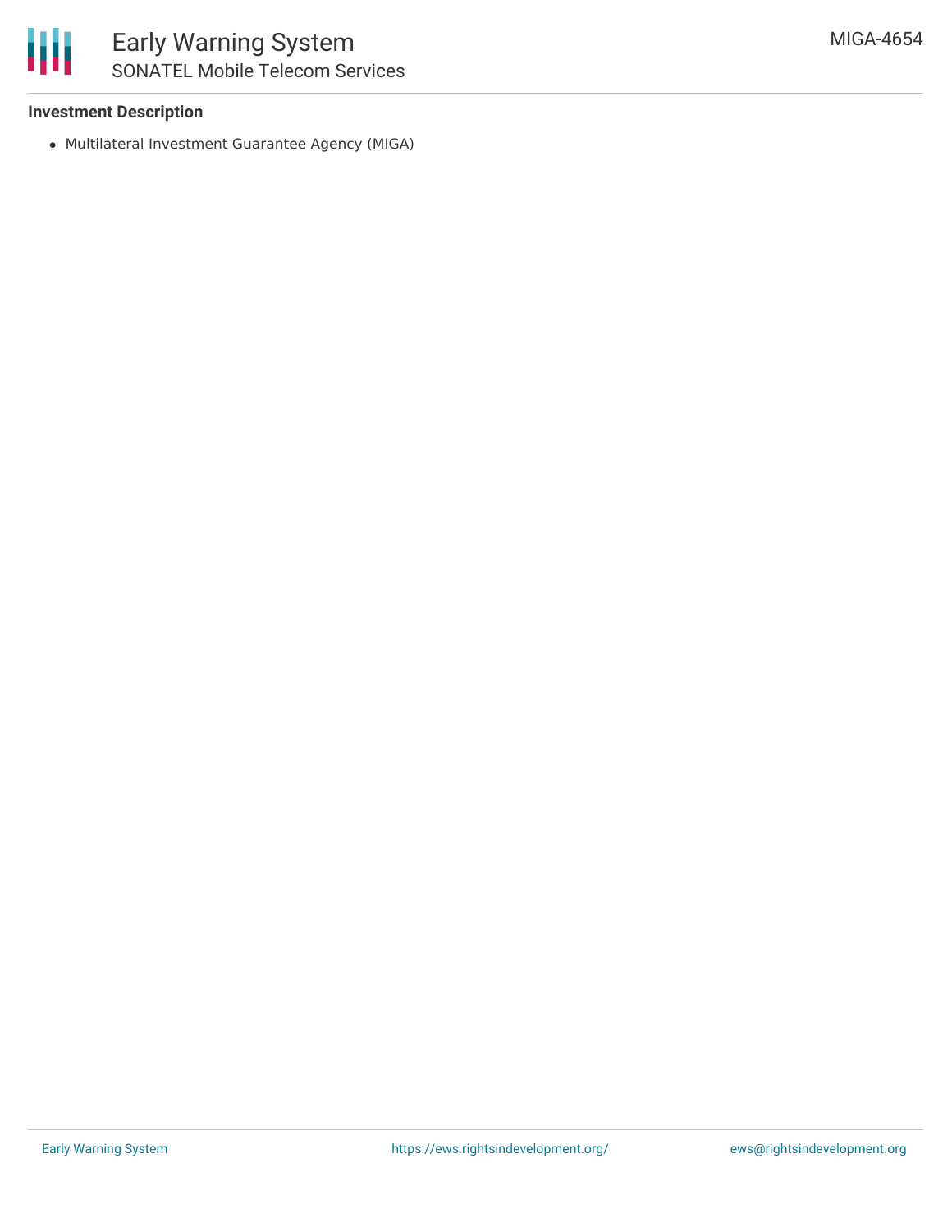**Investment Description**

- Multilateral Investment Guarantee Agency (MIGA)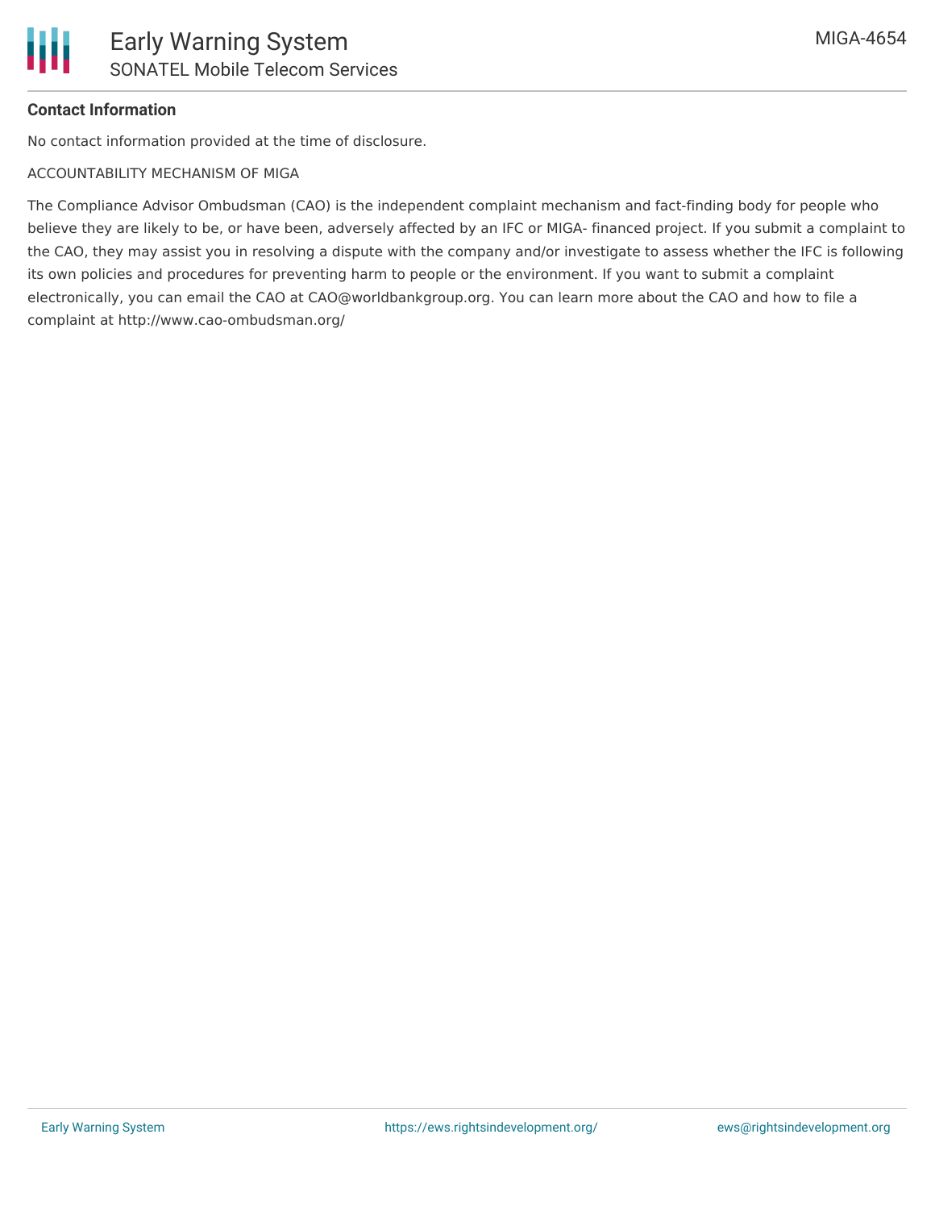**Contact Information**

No contact information provided at the time of disclosure.

ACCOUNTABILITY MECHANISM OF MIGA

The Compliance Advisor Ombudsman (CAO) is the independent complaint mechanism and fact-finding body for people who believe they are likely to be, or have been, adversely affected by an IFC or MIGA- financed project. If you submit a complaint to the CAO, they may assist you in resolving a dispute with the company and/or investigate to assess whether the IFC is following its own policies and procedures for preventing harm to people or the environment. If you want to submit a complaint electronically, you can email the CAO at CAO@worldbankgroup.org. You can learn more about the CAO and how to file a complaint at http://www.cao-ombudsman.org/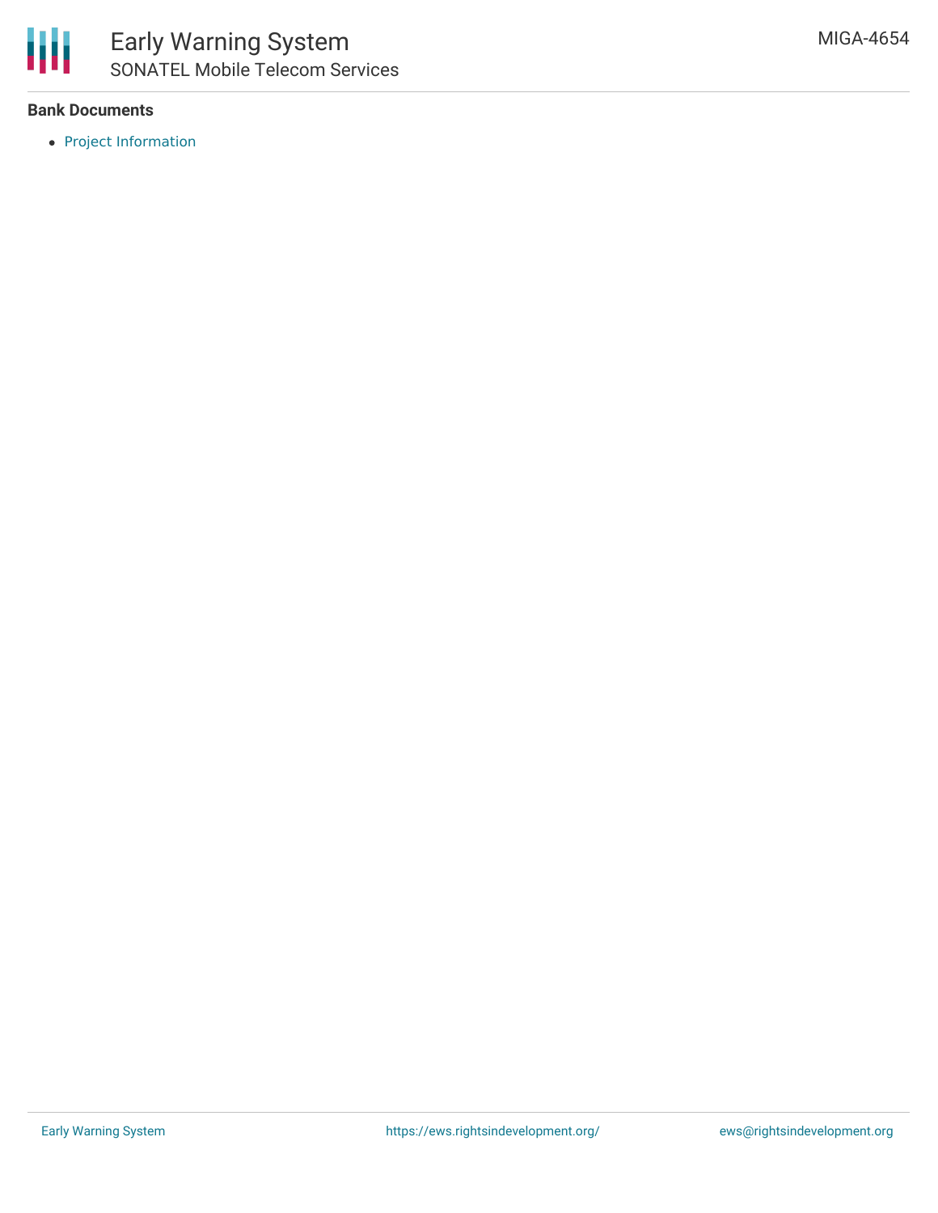**Bank Documents**

- Project Information